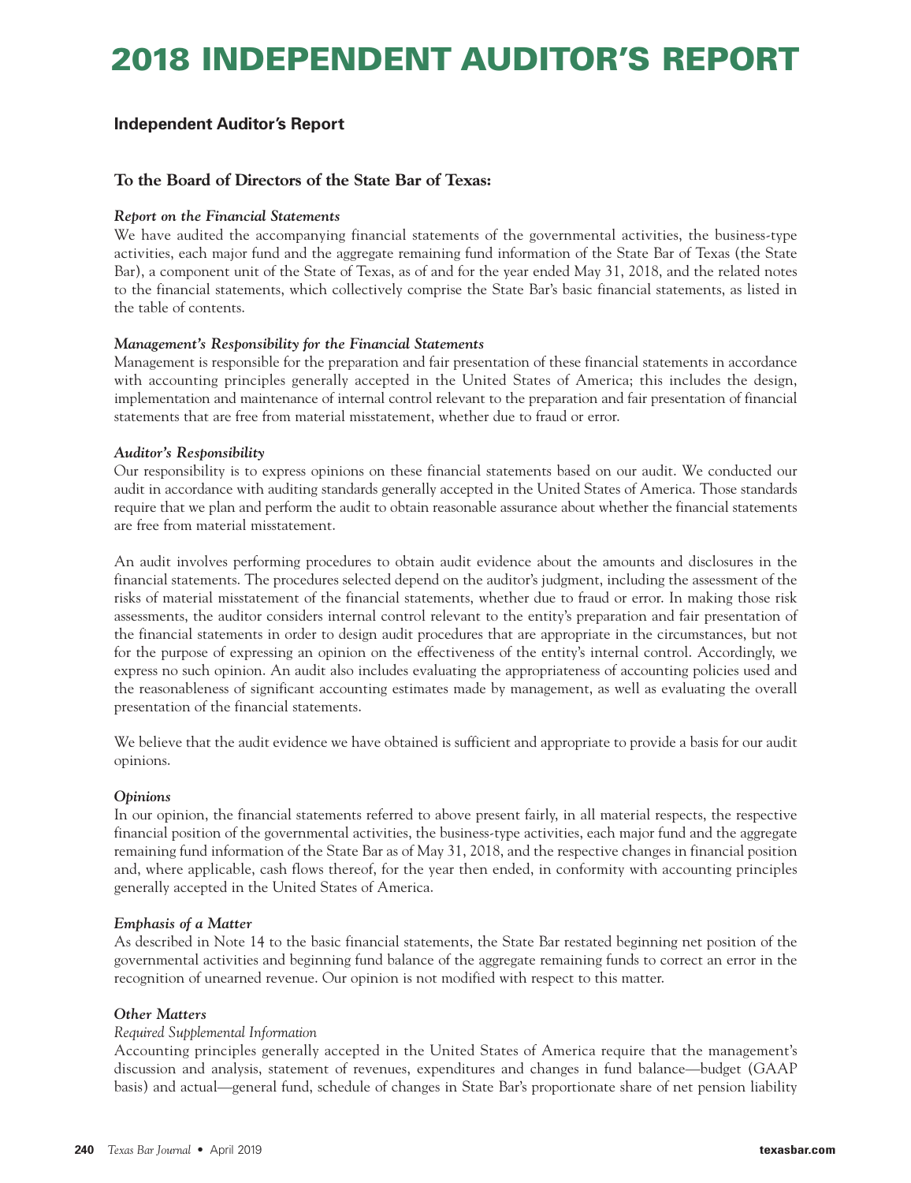# 2018 INDEPENDENT AUDITOR'S REPORT

### Independent Auditor's Report

### To the Board of Directors of the State Bar of Texas:

***Report on the Financial Statements***

We have audited the accompanying financial statements of the governmental activities, the business-type activities, each major fund and the aggregate remaining fund information of the State Bar of Texas (the State Bar), a component unit of the State of Texas, as of and for the year ended May 31, 2018, and the related notes to the financial statements, which collectively comprise the State Bar's basic financial statements, as listed in the table of contents.

***Management's Responsibility for the Financial Statements***

Management is responsible for the preparation and fair presentation of these financial statements in accordance with accounting principles generally accepted in the United States of America; this includes the design, implementation and maintenance of internal control relevant to the preparation and fair presentation of financial statements that are free from material misstatement, whether due to fraud or error.

***Auditor's Responsibility***

Our responsibility is to express opinions on these financial statements based on our audit. We conducted our audit in accordance with auditing standards generally accepted in the United States of America. Those standards require that we plan and perform the audit to obtain reasonable assurance about whether the financial statements are free from material misstatement.

An audit involves performing procedures to obtain audit evidence about the amounts and disclosures in the financial statements. The procedures selected depend on the auditor's judgment, including the assessment of the risks of material misstatement of the financial statements, whether due to fraud or error. In making those risk assessments, the auditor considers internal control relevant to the entity's preparation and fair presentation of the financial statements in order to design audit procedures that are appropriate in the circumstances, but not for the purpose of expressing an opinion on the effectiveness of the entity's internal control. Accordingly, we express no such opinion. An audit also includes evaluating the appropriateness of accounting policies used and the reasonableness of significant accounting estimates made by management, as well as evaluating the overall presentation of the financial statements.

We believe that the audit evidence we have obtained is sufficient and appropriate to provide a basis for our audit opinions.

***Opinions***

In our opinion, the financial statements referred to above present fairly, in all material respects, the respective financial position of the governmental activities, the business-type activities, each major fund and the aggregate remaining fund information of the State Bar as of May 31, 2018, and the respective changes in financial position and, where applicable, cash flows thereof, for the year then ended, in conformity with accounting principles generally accepted in the United States of America.

***Emphasis of a Matter***

As described in Note 14 to the basic financial statements, the State Bar restated beginning net position of the governmental activities and beginning fund balance of the aggregate remaining funds to correct an error in the recognition of unearned revenue. Our opinion is not modified with respect to this matter.

***Other Matters***

*Required Supplemental Information*

Accounting principles generally accepted in the United States of America require that the management's discussion and analysis, statement of revenues, expenditures and changes in fund balance—budget (GAAP basis) and actual—general fund, schedule of changes in State Bar's proportionate share of net pension liability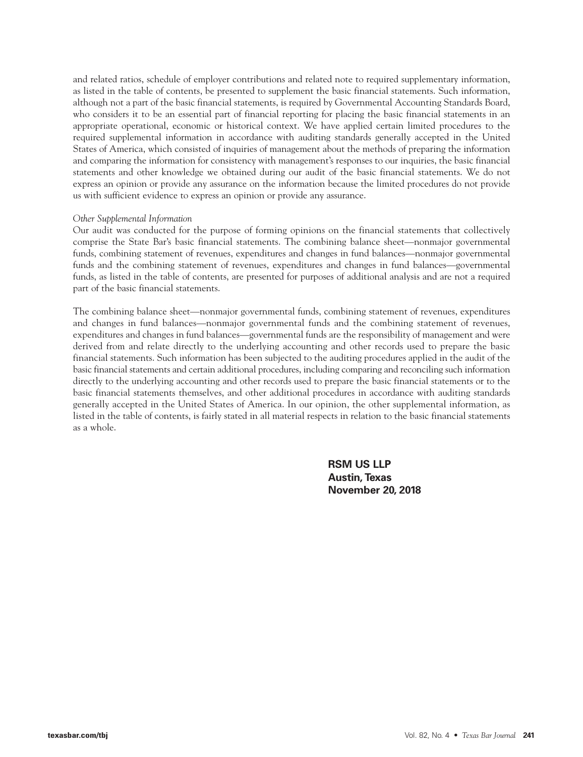and related ratios, schedule of employer contributions and related note to required supplementary information, as listed in the table of contents, be presented to supplement the basic financial statements. Such information, although not a part of the basic financial statements, is required by Governmental Accounting Standards Board, who considers it to be an essential part of financial reporting for placing the basic financial statements in an appropriate operational, economic or historical context. We have applied certain limited procedures to the required supplemental information in accordance with auditing standards generally accepted in the United States of America, which consisted of inquiries of management about the methods of preparing the information and comparing the information for consistency with management's responses to our inquiries, the basic financial statements and other knowledge we obtained during our audit of the basic financial statements. We do not express an opinion or provide any assurance on the information because the limited procedures do not provide us with sufficient evidence to express an opinion or provide any assurance.

*Other Supplemental Information*

Our audit was conducted for the purpose of forming opinions on the financial statements that collectively comprise the State Bar's basic financial statements. The combining balance sheet—nonmajor governmental funds, combining statement of revenues, expenditures and changes in fund balances—nonmajor governmental funds and the combining statement of revenues, expenditures and changes in fund balances—governmental funds, as listed in the table of contents, are presented for purposes of additional analysis and are not a required part of the basic financial statements.

The combining balance sheet—nonmajor governmental funds, combining statement of revenues, expenditures and changes in fund balances—nonmajor governmental funds and the combining statement of revenues, expenditures and changes in fund balances—governmental funds are the responsibility of management and were derived from and relate directly to the underlying accounting and other records used to prepare the basic financial statements. Such information has been subjected to the auditing procedures applied in the audit of the basic financial statements and certain additional procedures, including comparing and reconciling such information directly to the underlying accounting and other records used to prepare the basic financial statements or to the basic financial statements themselves, and other additional procedures in accordance with auditing standards generally accepted in the United States of America. In our opinion, the other supplemental information, as listed in the table of contents, is fairly stated in all material respects in relation to the basic financial statements as a whole.

**RSM US LLP**
**Austin, Texas**
**November 20, 2018**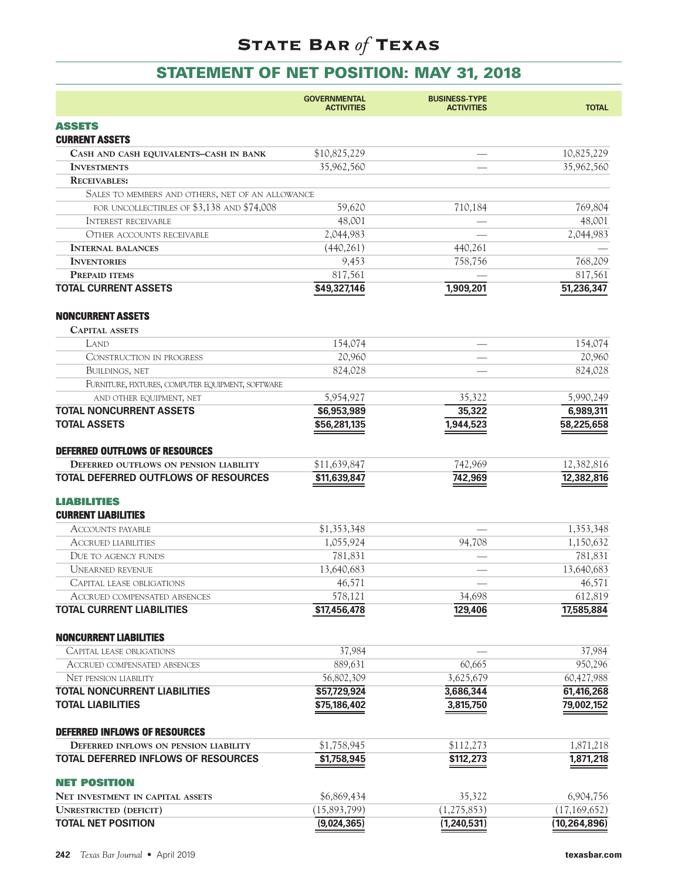# State Bar of Texas

## STATEMENT OF NET POSITION: MAY 31, 2018

| | GOVERNMENTAL ACTIVITIES | BUSINESS-TYPE ACTIVITIES | TOTAL |
|---|---|---|---|
| **ASSETS** | | | |
| **CURRENT ASSETS** | | | |
| Cash and cash equivalents–cash in bank | $10,825,229 | — | 10,825,229 |
| Investments | 35,962,560 | — | 35,962,560 |
| Receivables: | | | |
| Sales to members and others, net of an allowance for uncollectibles of $3,138 and $74,008 | 59,620 | 710,184 | 769,804 |
| Interest receivable | 48,001 | — | 48,001 |
| Other accounts receivable | 2,044,983 | — | 2,044,983 |
| Internal balances | (440,261) | 440,261 | — |
| Inventories | 9,453 | 758,756 | 768,209 |
| Prepaid items | 817,561 | — | 817,561 |
| **TOTAL CURRENT ASSETS** | **$49,327,146** | **1,909,201** | **51,236,347** |
| **NONCURRENT ASSETS** | | | |
| Capital assets | | | |
| Land | 154,074 | — | 154,074 |
| Construction in progress | 20,960 | — | 20,960 |
| Buildings, net | 824,028 | — | 824,028 |
| Furniture, fixtures, computer equipment, software and other equipment, net | 5,954,927 | 35,322 | 5,990,249 |
| **TOTAL NONCURRENT ASSETS** | **$6,953,989** | **35,322** | **6,989,311** |
| **TOTAL ASSETS** | **$56,281,135** | **1,944,523** | **58,225,658** |
| **DEFERRED OUTFLOWS OF RESOURCES** | | | |
| Deferred outflows on pension liability | $11,639,847 | 742,969 | 12,382,816 |
| **TOTAL DEFERRED OUTFLOWS OF RESOURCES** | **$11,639,847** | **742,969** | **12,382,816** |
| **LIABILITIES** | | | |
| **CURRENT LIABILITIES** | | | |
| Accounts payable | $1,353,348 | — | 1,353,348 |
| Accrued liabilities | 1,055,924 | 94,708 | 1,150,632 |
| Due to agency funds | 781,831 | — | 781,831 |
| Unearned revenue | 13,640,683 | — | 13,640,683 |
| Capital lease obligations | 46,571 | — | 46,571 |
| Accrued compensated absences | 578,121 | 34,698 | 612,819 |
| **TOTAL CURRENT LIABILITIES** | **$17,456,478** | **129,406** | **17,585,884** |
| **NONCURRENT LIABILITIES** | | | |
| Capital lease obligations | 37,984 | — | 37,984 |
| Accrued compensated absences | 889,631 | 60,665 | 950,296 |
| Net pension liability | 56,802,309 | 3,625,679 | 60,427,988 |
| **TOTAL NONCURRENT LIABILITIES** | **$57,729,924** | **3,686,344** | **61,416,268** |
| **TOTAL LIABILITIES** | **$75,186,402** | **3,815,750** | **79,002,152** |
| **DEFERRED INFLOWS OF RESOURCES** | | | |
| Deferred inflows on pension liability | $1,758,945 | $112,273 | 1,871,218 |
| **TOTAL DEFERRED INFLOWS OF RESOURCES** | **$1,758,945** | **$112,273** | **1,871,218** |
| **NET POSITION** | | | |
| Net investment in capital assets | $6,869,434 | 35,322 | 6,904,756 |
| Unrestricted (deficit) | (15,893,799) | (1,275,853) | (17,169,652) |
| **TOTAL NET POSITION** | **(9,024,365)** | **(1,240,531)** | **(10,264,896)** |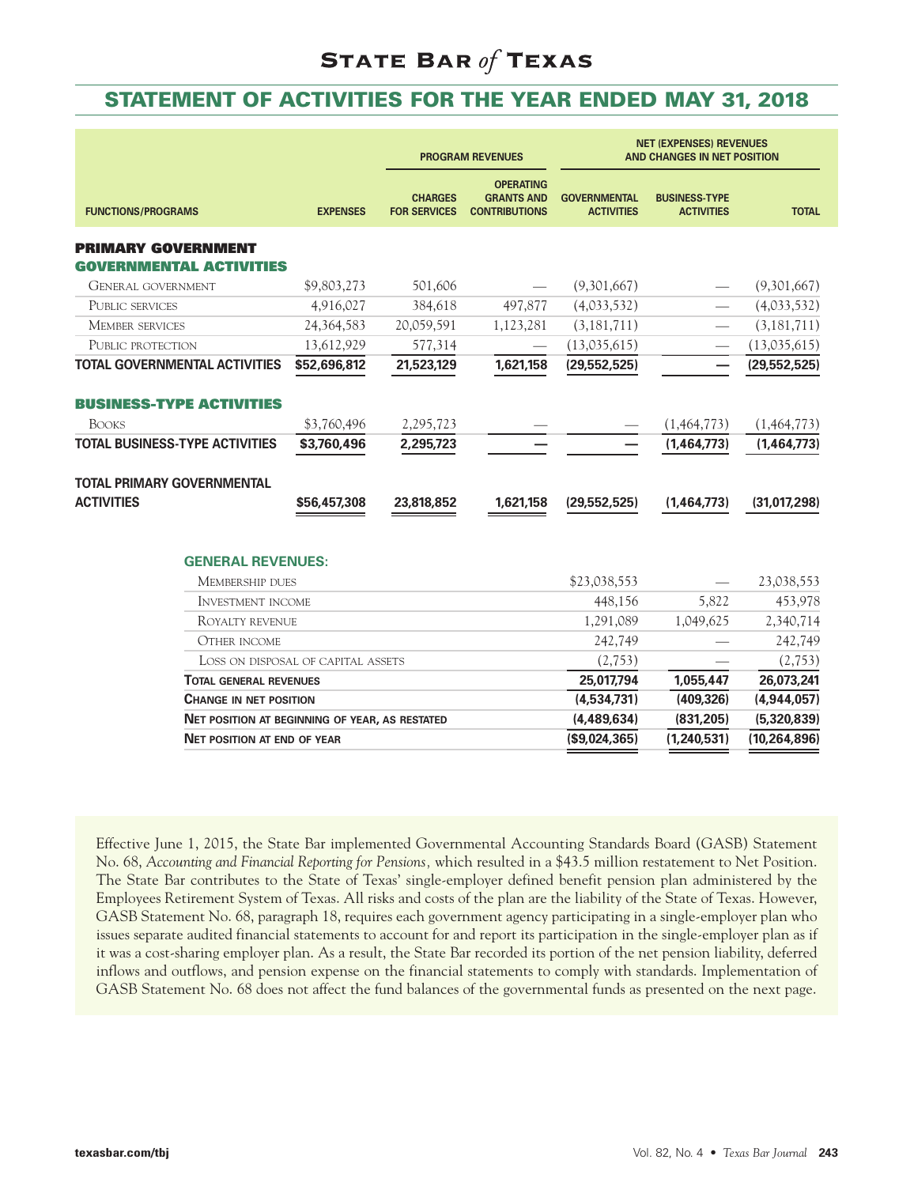# State Bar *of* Texas

## STATEMENT OF ACTIVITIES FOR THE YEAR ENDED MAY 31, 2018

| | | PROGRAM REVENUES | | NET (EXPENSES) REVENUES AND CHANGES IN NET POSITION | | |
|---|---|---|---|---|---|---|
| **FUNCTIONS/PROGRAMS** | **EXPENSES** | **CHARGES FOR SERVICES** | **OPERATING GRANTS AND CONTRIBUTIONS** | **GOVERNMENTAL ACTIVITIES** | **BUSINESS-TYPE ACTIVITIES** | **TOTAL** |
| **PRIMARY GOVERNMENT** | | | | | | |
| **GOVERNMENTAL ACTIVITIES** | | | | | | |
| General government | $9,803,273 | 501,606 | — | (9,301,667) | — | (9,301,667) |
| Public services | 4,916,027 | 384,618 | 497,877 | (4,033,532) | — | (4,033,532) |
| Member services | 24,364,583 | 20,059,591 | 1,123,281 | (3,181,711) | — | (3,181,711) |
| Public protection | 13,612,929 | 577,314 | — | (13,035,615) | — | (13,035,615) |
| **TOTAL GOVERNMENTAL ACTIVITIES** | **$52,696,812** | **21,523,129** | **1,621,158** | **(29,552,525)** | **—** | **(29,552,525)** |
| **BUSINESS-TYPE ACTIVITIES** | | | | | | |
| Books | $3,760,496 | 2,295,723 | — | — | (1,464,773) | (1,464,773) |
| **TOTAL BUSINESS-TYPE ACTIVITIES** | **$3,760,496** | **2,295,723** | **—** | **—** | **(1,464,773)** | **(1,464,773)** |
| **TOTAL PRIMARY GOVERNMENTAL ACTIVITIES** | **$56,457,308** | **23,818,852** | **1,621,158** | **(29,552,525)** | **(1,464,773)** | **(31,017,298)** |
| **GENERAL REVENUES:** | | | | | | |
| Membership dues | | | | $23,038,553 | — | 23,038,553 |
| Investment income | | | | 448,156 | 5,822 | 453,978 |
| Royalty revenue | | | | 1,291,089 | 1,049,625 | 2,340,714 |
| Other income | | | | 242,749 | — | 242,749 |
| Loss on disposal of capital assets | | | | (2,753) | — | (2,753) |
| **Total general revenues** | | | | **25,017,794** | **1,055,447** | **26,073,241** |
| **Change in net position** | | | | **(4,534,731)** | **(409,326)** | **(4,944,057)** |
| **Net position at beginning of year, as restated** | | | | **(4,489,634)** | **(831,205)** | **(5,320,839)** |
| **Net position at end of year** | | | | **($9,024,365)** | **(1,240,531)** | **(10,264,896)** |

Effective June 1, 2015, the State Bar implemented Governmental Accounting Standards Board (GASB) Statement No. 68, *Accounting and Financial Reporting for Pensions,* which resulted in a $43.5 million restatement to Net Position. The State Bar contributes to the State of Texas' single-employer defined benefit pension plan administered by the Employees Retirement System of Texas. All risks and costs of the plan are the liability of the State of Texas. However, GASB Statement No. 68, paragraph 18, requires each government agency participating in a single-employer plan who issues separate audited financial statements to account for and report its participation in the single-employer plan as if it was a cost-sharing employer plan. As a result, the State Bar recorded its portion of the net pension liability, deferred inflows and outflows, and pension expense on the financial statements to comply with standards. Implementation of GASB Statement No. 68 does not affect the fund balances of the governmental funds as presented on the next page.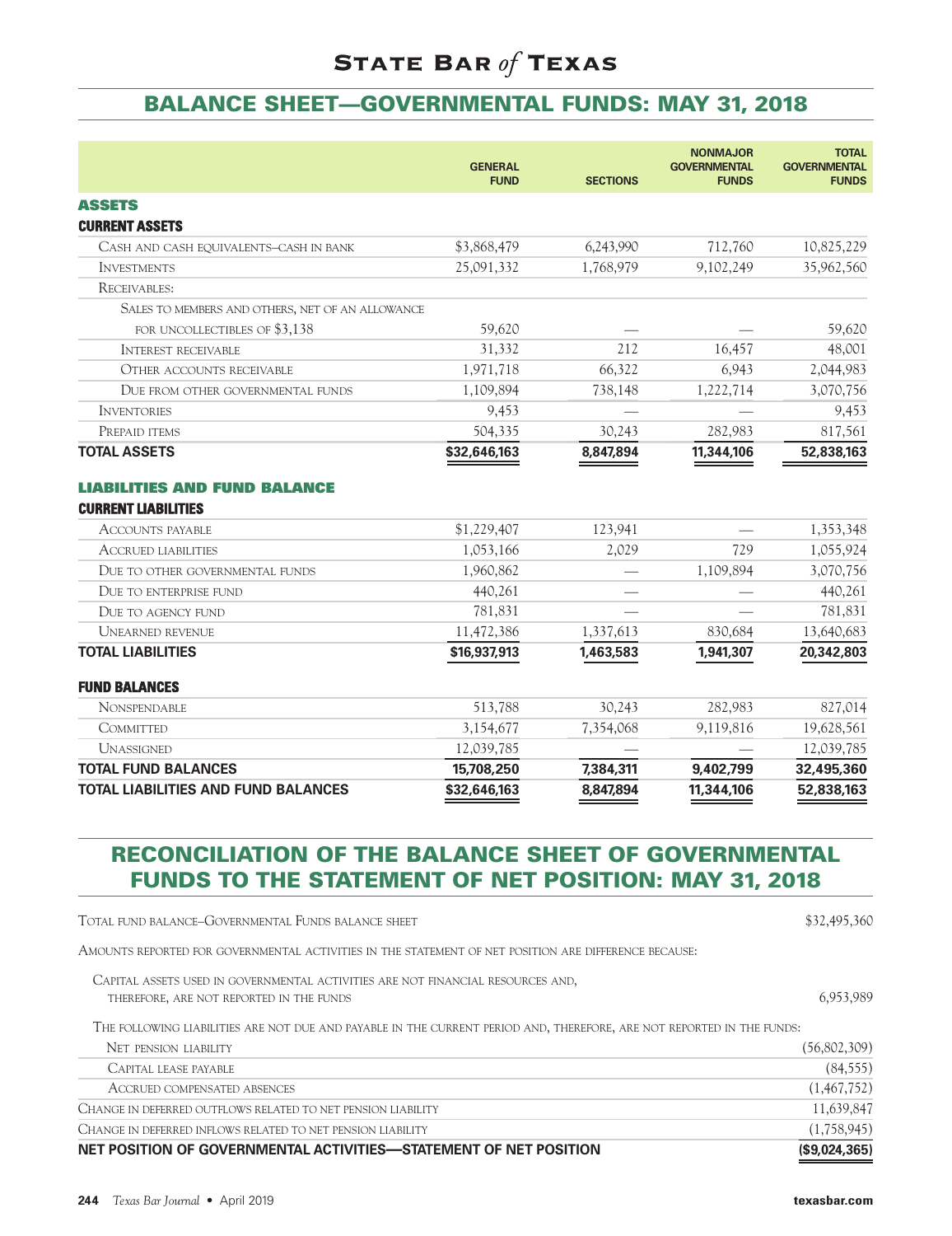# STATE BAR *of* TEXAS

## BALANCE SHEET—GOVERNMENTAL FUNDS: MAY 31, 2018

| | GENERAL FUND | SECTIONS | NONMAJOR GOVERNMENTAL FUNDS | TOTAL GOVERNMENTAL FUNDS |
|---|---|---|---|---|
| **ASSETS** | | | | |
| **CURRENT ASSETS** | | | | |
| Cash and cash equivalents–cash in bank | $3,868,479 | 6,243,990 | 712,760 | 10,825,229 |
| Investments | 25,091,332 | 1,768,979 | 9,102,249 | 35,962,560 |
| Receivables: | | | | |
| Sales to members and others, net of an allowance for uncollectibles of $3,138 | 59,620 | — | — | 59,620 |
| Interest receivable | 31,332 | 212 | 16,457 | 48,001 |
| Other accounts receivable | 1,971,718 | 66,322 | 6,943 | 2,044,983 |
| Due from other governmental funds | 1,109,894 | 738,148 | 1,222,714 | 3,070,756 |
| Inventories | 9,453 | — | — | 9,453 |
| Prepaid items | 504,335 | 30,243 | 282,983 | 817,561 |
| **TOTAL ASSETS** | **$32,646,163** | **8,847,894** | **11,344,106** | **52,838,163** |
| **LIABILITIES AND FUND BALANCE** | | | | |
| **CURRENT LIABILITIES** | | | | |
| Accounts payable | $1,229,407 | 123,941 | — | 1,353,348 |
| Accrued liabilities | 1,053,166 | 2,029 | 729 | 1,055,924 |
| Due to other governmental funds | 1,960,862 | — | 1,109,894 | 3,070,756 |
| Due to enterprise fund | 440,261 | — | — | 440,261 |
| Due to agency fund | 781,831 | — | — | 781,831 |
| Unearned revenue | 11,472,386 | 1,337,613 | 830,684 | 13,640,683 |
| **TOTAL LIABILITIES** | **$16,937,913** | **1,463,583** | **1,941,307** | **20,342,803** |
| **FUND BALANCES** | | | | |
| Nonspendable | 513,788 | 30,243 | 282,983 | 827,014 |
| Committed | 3,154,677 | 7,354,068 | 9,119,816 | 19,628,561 |
| Unassigned | 12,039,785 | — | — | 12,039,785 |
| **TOTAL FUND BALANCES** | **15,708,250** | **7,384,311** | **9,402,799** | **32,495,360** |
| **TOTAL LIABILITIES AND FUND BALANCES** | **$32,646,163** | **8,847,894** | **11,344,106** | **52,838,163** |

## RECONCILIATION OF THE BALANCE SHEET OF GOVERNMENTAL FUNDS TO THE STATEMENT OF NET POSITION: MAY 31, 2018

| | |
|---|---|
| Total fund balance–Governmental Funds balance sheet | $32,495,360 |
| Amounts reported for governmental activities in the statement of net position are difference because: | |
| Capital assets used in governmental activities are not financial resources and, therefore, are not reported in the funds | 6,953,989 |
| The following liabilities are not due and payable in the current period and, therefore, are not reported in the funds: | |
| Net pension liability | (56,802,309) |
| Capital lease payable | (84,555) |
| Accrued compensated absences | (1,467,752) |
| Change in deferred outflows related to net pension liability | 11,639,847 |
| Change in deferred inflows related to net pension liability | (1,758,945) |
| **NET POSITION OF GOVERNMENTAL ACTIVITIES—STATEMENT OF NET POSITION** | **($9,024,365)** |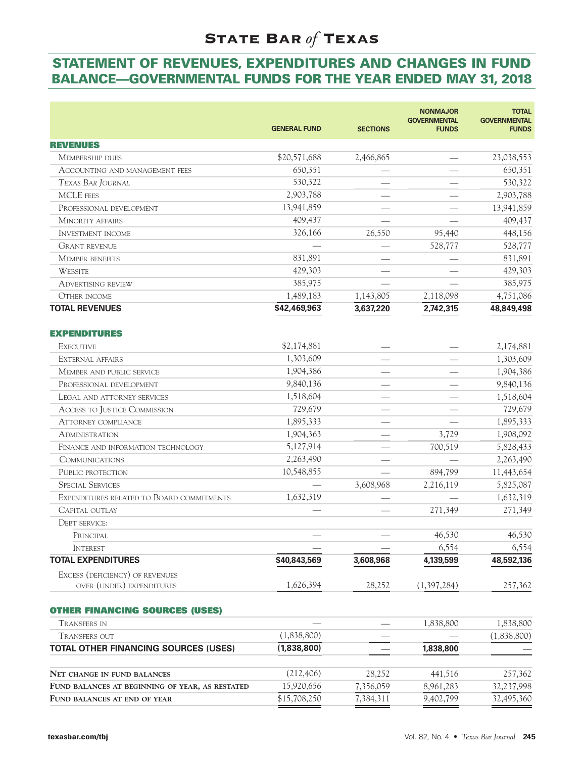# STATEMENT OF REVENUES, EXPENDITURES AND CHANGES IN FUND BALANCE—GOVERNMENTAL FUNDS FOR THE YEAR ENDED MAY 31, 2018

| | GENERAL FUND | SECTIONS | NONMAJOR GOVERNMENTAL FUNDS | TOTAL GOVERNMENTAL FUNDS |
|---|---|---|---|---|
| **REVENUES** | | | | |
| Membership dues | $20,571,688 | 2,466,865 | — | 23,038,553 |
| Accounting and management fees | 650,351 | — | — | 650,351 |
| *Texas Bar Journal* | 530,322 | — | — | 530,322 |
| MCLE fees | 2,903,788 | — | — | 2,903,788 |
| Professional development | 13,941,859 | — | — | 13,941,859 |
| Minority affairs | 409,437 | — | — | 409,437 |
| Investment income | 326,166 | 26,550 | 95,440 | 448,156 |
| Grant revenue | — | — | 528,777 | 528,777 |
| Member benefits | 831,891 | — | — | 831,891 |
| Website | 429,303 | — | — | 429,303 |
| Advertising review | 385,975 | — | — | 385,975 |
| Other income | 1,489,183 | 1,143,805 | 2,118,098 | 4,751,086 |
| **TOTAL REVENUES** | **$42,469,963** | **3,637,220** | **2,742,315** | **48,849,498** |
| **EXPENDITURES** | | | | |
| Executive | $2,174,881 | — | — | 2,174,881 |
| External affairs | 1,303,609 | — | — | 1,303,609 |
| Member and public service | 1,904,386 | — | — | 1,904,386 |
| Professional development | 9,840,136 | — | — | 9,840,136 |
| Legal and attorney services | 1,518,604 | — | — | 1,518,604 |
| Access to Justice Commission | 729,679 | — | — | 729,679 |
| Attorney compliance | 1,895,333 | — | — | 1,895,333 |
| Administration | 1,904,363 | — | 3,729 | 1,908,092 |
| Finance and information technology | 5,127,914 | — | 700,519 | 5,828,433 |
| Communications | 2,263,490 | — | — | 2,263,490 |
| Public protection | 10,548,855 | — | 894,799 | 11,443,654 |
| Special Services | — | 3,608,968 | 2,216,119 | 5,825,087 |
| Expenditures related to Board commitments | 1,632,319 | — | — | 1,632,319 |
| Capital outlay | — | — | 271,349 | 271,349 |
| Debt service: | | | | |
| Principal | — | — | 46,530 | 46,530 |
| Interest | — | — | 6,554 | 6,554 |
| **TOTAL EXPENDITURES** | **$40,843,569** | **3,608,968** | **4,139,599** | **48,592,136** |
| Excess (deficiency) of revenues over (under) expenditures | 1,626,394 | 28,252 | (1,397,284) | 257,362 |
| **OTHER FINANCING SOURCES (USES)** | | | | |
| Transfers in | — | — | 1,838,800 | 1,838,800 |
| Transfers out | (1,838,800) | — | — | (1,838,800) |
| **TOTAL OTHER FINANCING SOURCES (USES)** | **(1,838,800)** | — | **1,838,800** | — |
| **Net change in fund balances** | (212,406) | 28,252 | 441,516 | 257,362 |
| **Fund balances at beginning of year, as restated** | 15,920,656 | 7,356,059 | 8,961,283 | 32,237,998 |
| **Fund balances at end of year** | $15,708,250 | 7,384,311 | 9,402,799 | 32,495,360 |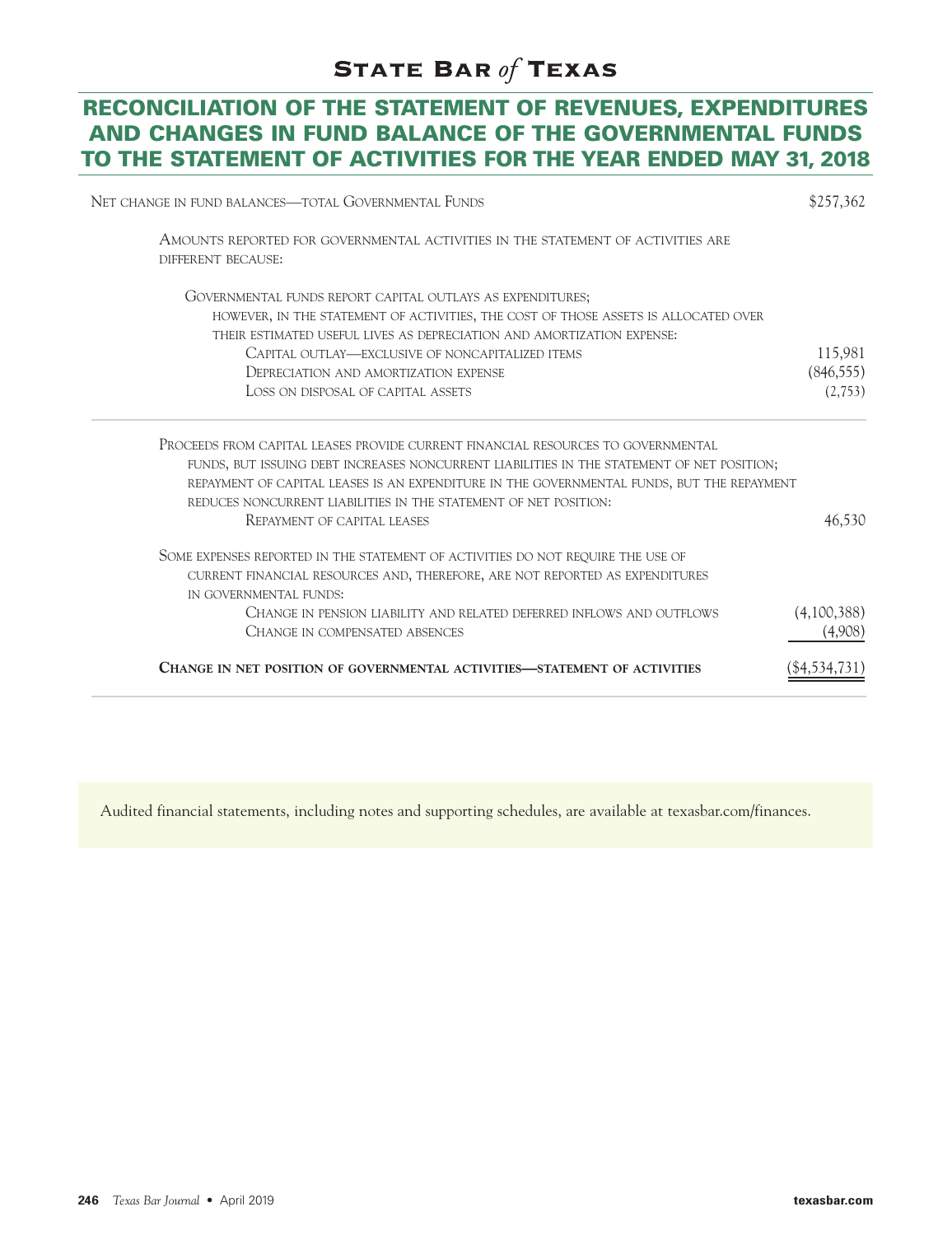# RECONCILIATION OF THE STATEMENT OF REVENUES, EXPENDITURES AND CHANGES IN FUND BALANCE OF THE GOVERNMENTAL FUNDS TO THE STATEMENT OF ACTIVITIES FOR THE YEAR ENDED MAY 31, 2018

| | |
|---|---|
| Net change in fund balances—total Governmental Funds | $257,362 |
| Amounts reported for governmental activities in the statement of activities are different because: | |
| Governmental funds report capital outlays as expenditures; however, in the statement of activities, the cost of those assets is allocated over their estimated useful lives as depreciation and amortization expense: | |
| Capital outlay—exclusive of noncapitalized items | 115,981 |
| Depreciation and amortization expense | (846,555) |
| Loss on disposal of capital assets | (2,753) |
| Proceeds from capital leases provide current financial resources to governmental funds, but issuing debt increases noncurrent liabilities in the statement of net position; repayment of capital leases is an expenditure in the governmental funds, but the repayment reduces noncurrent liabilities in the statement of net position: | |
| Repayment of capital leases | 46,530 |
| Some expenses reported in the statement of activities do not require the use of current financial resources and, therefore, are not reported as expenditures in governmental funds: | |
| Change in pension liability and related deferred inflows and outflows | (4,100,388) |
| Change in compensated absences | (4,908) |
| **Change in net position of governmental activities—statement of activities** | **($4,534,731)** |

Audited financial statements, including notes and supporting schedules, are available at texasbar.com/finances.